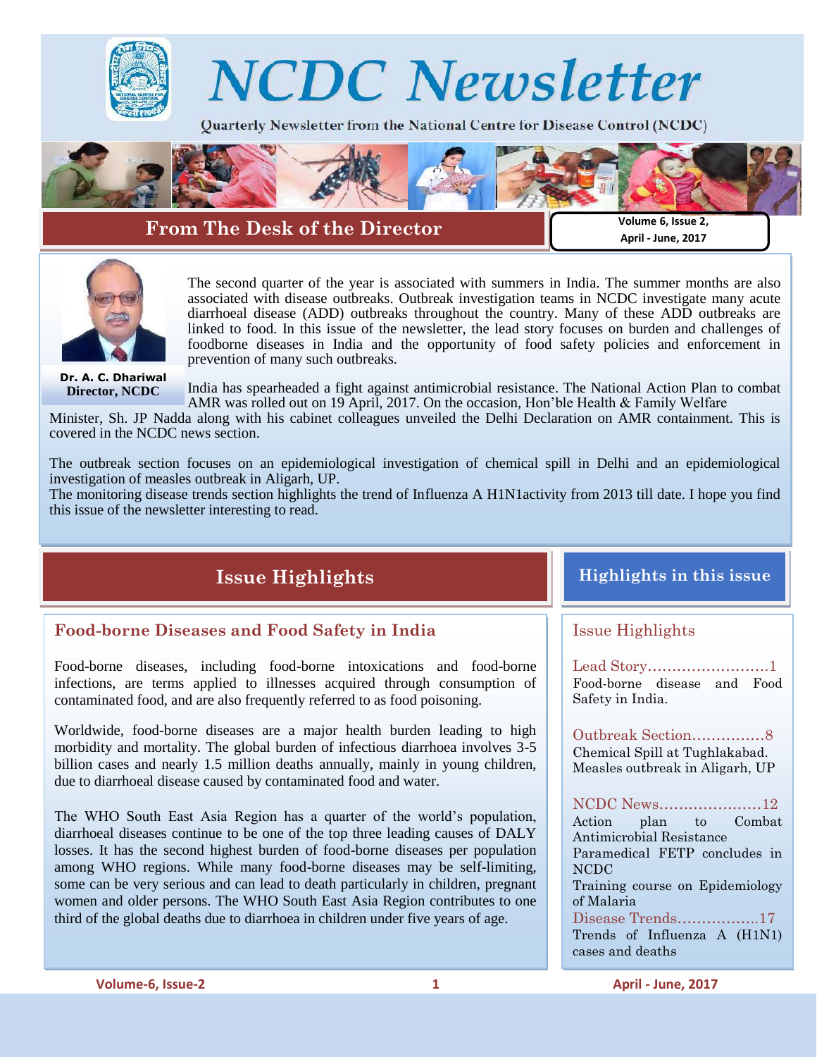# NCDC Newsletter

Quarterly Newsletter from the National Centre for Disease Control (NCDC)

Volume 6, Issue 2,
April - June, 2017

## From The Desk of the Director

**Dr. A. C. Dhariwal**
**Director, NCDC**

The second quarter of the year is associated with summers in India. The summer months are also associated with disease outbreaks. Outbreak investigation teams in NCDC investigate many acute diarrhoeal disease (ADD) outbreaks throughout the country. Many of these ADD outbreaks are linked to food. In this issue of the newsletter, the lead story focuses on burden and challenges of foodborne diseases in India and the opportunity of food safety policies and enforcement in prevention of many such outbreaks.

India has spearheaded a fight against antimicrobial resistance. The National Action Plan to combat AMR was rolled out on 19 April, 2017. On the occasion, Hon'ble Health & Family Welfare Minister, Sh. JP Nadda along with his cabinet colleagues unveiled the Delhi Declaration on AMR containment. This is covered in the NCDC news section.

The outbreak section focuses on an epidemiological investigation of chemical spill in Delhi and an epidemiological investigation of measles outbreak in Aligarh, UP.
The monitoring disease trends section highlights the trend of Influenza A H1N1activity from 2013 till date. I hope you find this issue of the newsletter interesting to read.

## Issue Highlights

### Food-borne Diseases and Food Safety in India

Food-borne diseases, including food-borne intoxications and food-borne infections, are terms applied to illnesses acquired through consumption of contaminated food, and are also frequently referred to as food poisoning.

Worldwide, food-borne diseases are a major health burden leading to high morbidity and mortality. The global burden of infectious diarrhoea involves 3-5 billion cases and nearly 1.5 million deaths annually, mainly in young children, due to diarrhoeal disease caused by contaminated food and water.

The WHO South East Asia Region has a quarter of the world's population, diarrhoeal diseases continue to be one of the top three leading causes of DALY losses. It has the second highest burden of food-borne diseases per population among WHO regions. While many food-borne diseases may be self-limiting, some can be very serious and can lead to death particularly in children, pregnant women and older persons. The WHO South East Asia Region contributes to one third of the global deaths due to diarrhoea in children under five years of age.

## Highlights in this issue

Issue Highlights

Lead Story.........................1
Food-borne disease and Food Safety in India.

Outbreak Section...............8
Chemical Spill at Tughlakabad.
Measles outbreak in Aligarh, UP

NCDC News.....................12
Action plan to Combat Antimicrobial Resistance
Paramedical FETP concludes in NCDC
Training course on Epidemiology of Malaria

Disease Trends.................17
Trends of Influenza A (H1N1) cases and deaths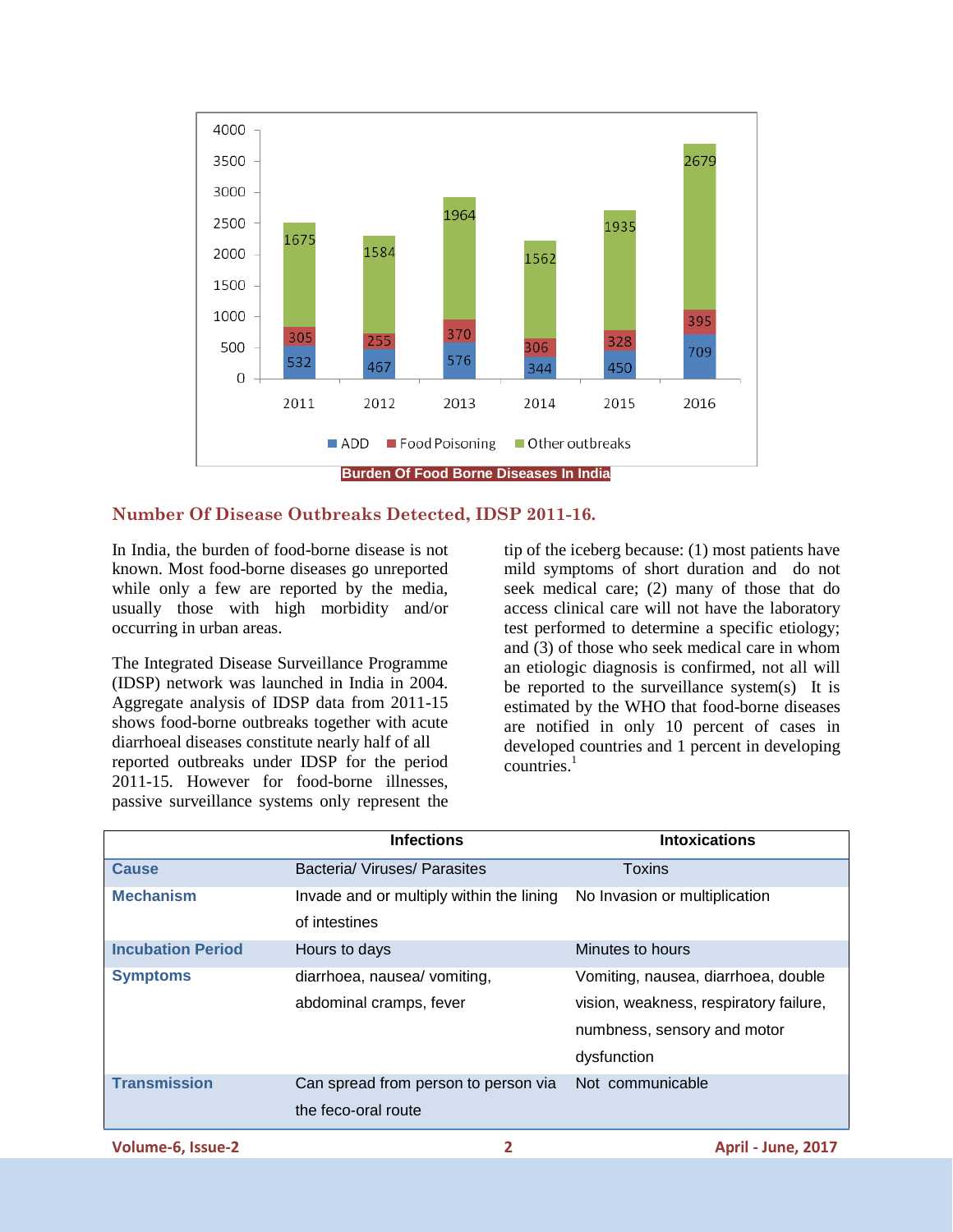| Year | ADD | Food Poisoning | Other outbreaks |
|---|---|---|---|
| 2011 | 532 | 305 | 1675 |
| 2012 | 467 | 255 | 1584 |
| 2013 | 576 | 370 | 1964 |
| 2014 | 344 | 306 | 1562 |
| 2015 | 450 | 328 | 1935 |
| 2016 | 709 | 395 | 2679 |

**Burden Of Food Borne Diseases In India**

## Number Of Disease Outbreaks Detected, IDSP 2011-16.

In India, the burden of food-borne disease is not known. Most food-borne diseases go unreported while only a few are reported by the media, usually those with high morbidity and/or occurring in urban areas.

The Integrated Disease Surveillance Programme (IDSP) network was launched in India in 2004. Aggregate analysis of IDSP data from 2011-15 shows food-borne outbreaks together with acute diarrhoeal diseases constitute nearly half of all reported outbreaks under IDSP for the period 2011-15. However for food-borne illnesses, passive surveillance systems only represent the tip of the iceberg because: (1) most patients have mild symptoms of short duration and do not seek medical care; (2) many of those that do access clinical care will not have the laboratory test performed to determine a specific etiology; and (3) of those who seek medical care in whom an etiologic diagnosis is confirmed, not all will be reported to the surveillance system(s) It is estimated by the WHO that food-borne diseases are notified in only 10 percent of cases in developed countries and 1 percent in developing countries.[1]

| | Infections | Intoxications |
|---|---|---|
| **Cause** | Bacteria/ Viruses/ Parasites | Toxins |
| **Mechanism** | Invade and or multiply within the lining of intestines | No Invasion or multiplication |
| **Incubation Period** | Hours to days | Minutes to hours |
| **Symptoms** | diarrhoea, nausea/ vomiting, abdominal cramps, fever | Vomiting, nausea, diarrhoea, double vision, weakness, respiratory failure, numbness, sensory and motor dysfunction |
| **Transmission** | Can spread from person to person via the feco-oral route | Not communicable |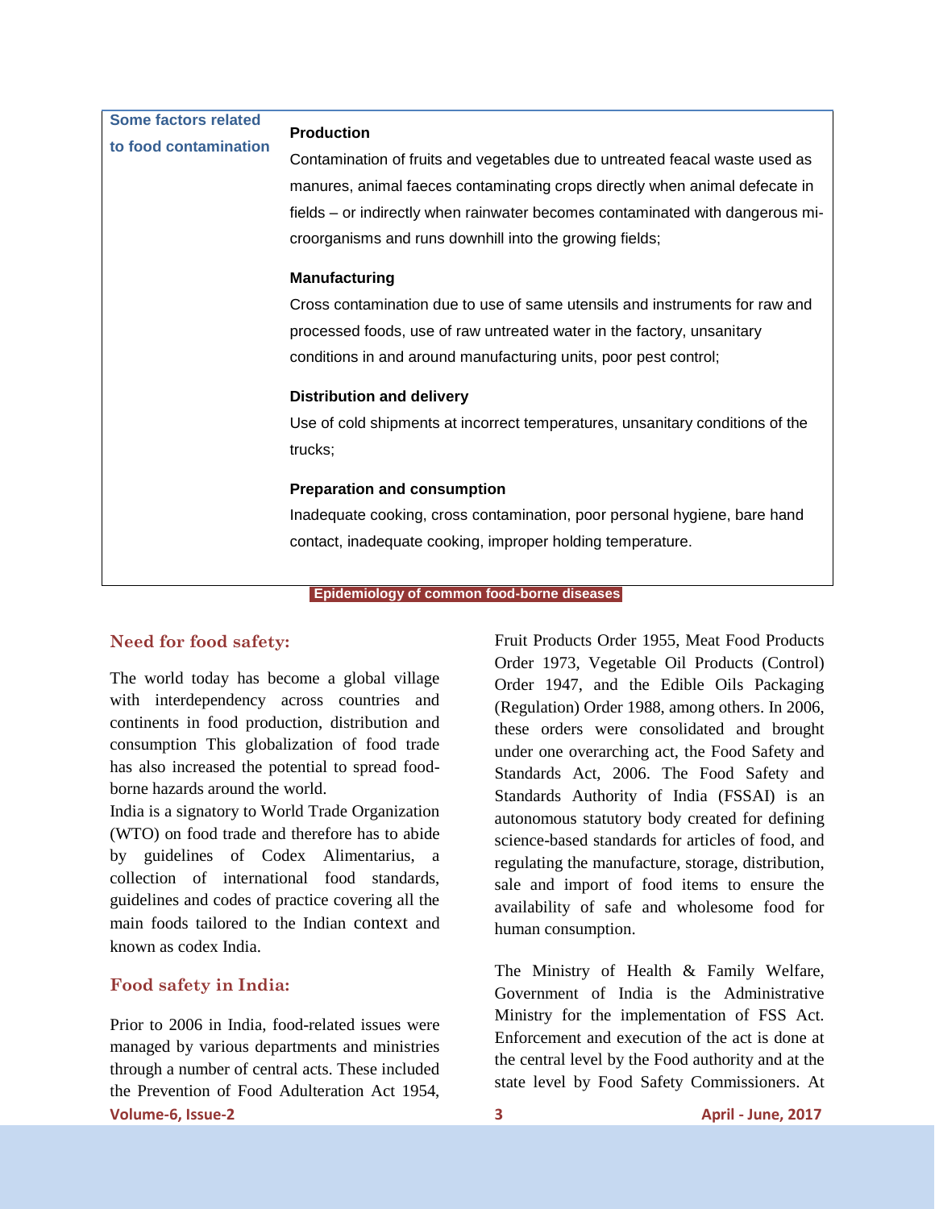**Some factors related to food contamination**

**Production**

Contamination of fruits and vegetables due to untreated feacal waste used as manures, animal faeces contaminating crops directly when animal defecate in fields – or indirectly when rainwater becomes contaminated with dangerous microorganisms and runs downhill into the growing fields;

**Manufacturing**

Cross contamination due to use of same utensils and instruments for raw and processed foods, use of raw untreated water in the factory, unsanitary conditions in and around manufacturing units, poor pest control;

**Distribution and delivery**

Use of cold shipments at incorrect temperatures, unsanitary conditions of the trucks;

**Preparation and consumption**

Inadequate cooking, cross contamination, poor personal hygiene, bare hand contact, inadequate cooking, improper holding temperature.

**Epidemiology of common food-borne diseases**

## Need for food safety:

The world today has become a global village with interdependency across countries and continents in food production, distribution and consumption This globalization of food trade has also increased the potential to spread food-borne hazards around the world.

India is a signatory to World Trade Organization (WTO) on food trade and therefore has to abide by guidelines of Codex Alimentarius, a collection of international food standards, guidelines and codes of practice covering all the main foods tailored to the Indian context and known as codex India.

## Food safety in India:

Prior to 2006 in India, food-related issues were managed by various departments and ministries through a number of central acts. These included the Prevention of Food Adulteration Act 1954, Fruit Products Order 1955, Meat Food Products Order 1973, Vegetable Oil Products (Control) Order 1947, and the Edible Oils Packaging (Regulation) Order 1988, among others. In 2006, these orders were consolidated and brought under one overarching act, the Food Safety and Standards Act, 2006. The Food Safety and Standards Authority of India (FSSAI) is an autonomous statutory body created for defining science-based standards for articles of food, and regulating the manufacture, storage, distribution, sale and import of food items to ensure the availability of safe and wholesome food for human consumption.

The Ministry of Health & Family Welfare, Government of India is the Administrative Ministry for the implementation of FSS Act. Enforcement and execution of the act is done at the central level by the Food authority and at the state level by Food Safety Commissioners. At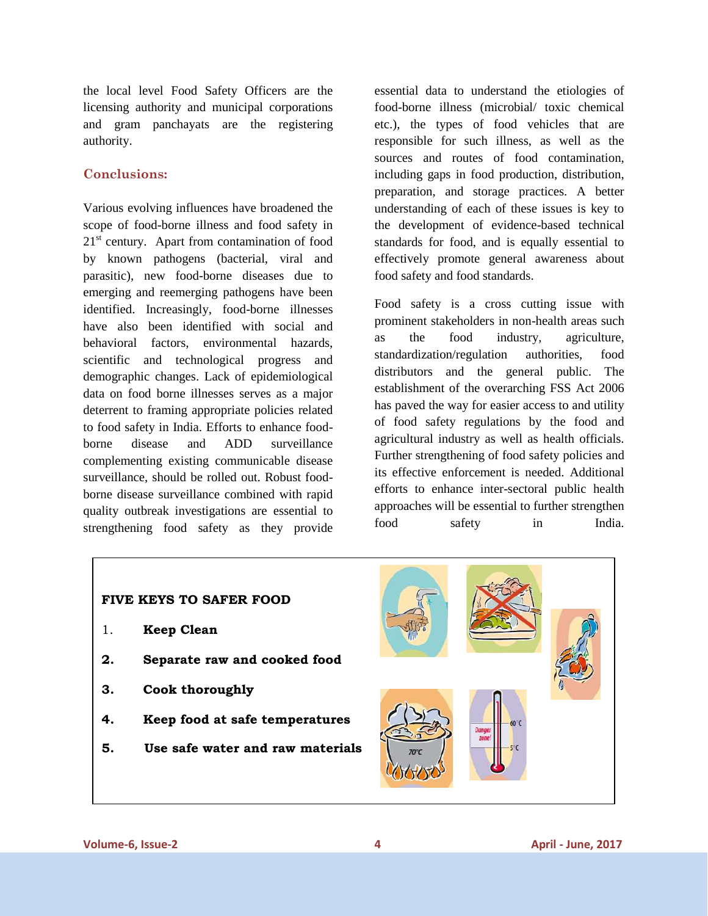the local level Food Safety Officers are the licensing authority and municipal corporations and gram panchayats are the registering authority.

## Conclusions:

Various evolving influences have broadened the scope of food-borne illness and food safety in 21st century. Apart from contamination of food by known pathogens (bacterial, viral and parasitic), new food-borne diseases due to emerging and reemerging pathogens have been identified. Increasingly, food-borne illnesses have also been identified with social and behavioral factors, environmental hazards, scientific and technological progress and demographic changes. Lack of epidemiological data on food borne illnesses serves as a major deterrent to framing appropriate policies related to food safety in India. Efforts to enhance food-borne disease and ADD surveillance complementing existing communicable disease surveillance, should be rolled out. Robust food-borne disease surveillance combined with rapid quality outbreak investigations are essential to strengthening food safety as they provide essential data to understand the etiologies of food-borne illness (microbial/ toxic chemical etc.), the types of food vehicles that are responsible for such illness, as well as the sources and routes of food contamination, including gaps in food production, distribution, preparation, and storage practices. A better understanding of each of these issues is key to the development of evidence-based technical standards for food, and is equally essential to effectively promote general awareness about food safety and food standards.

Food safety is a cross cutting issue with prominent stakeholders in non-health areas such as the food industry, agriculture, standardization/regulation authorities, food distributors and the general public. The establishment of the overarching FSS Act 2006 has paved the way for easier access to and utility of food safety regulations by the food and agricultural industry as well as health officials. Further strengthening of food safety policies and its effective enforcement is needed. Additional efforts to enhance inter-sectoral public health approaches will be essential to further strengthen food safety in India.

**FIVE KEYS TO SAFER FOOD**

1. **Keep Clean**
2. **Separate raw and cooked food**
3. **Cook thoroughly**
4. **Keep food at safe temperatures**
5. **Use safe water and raw materials**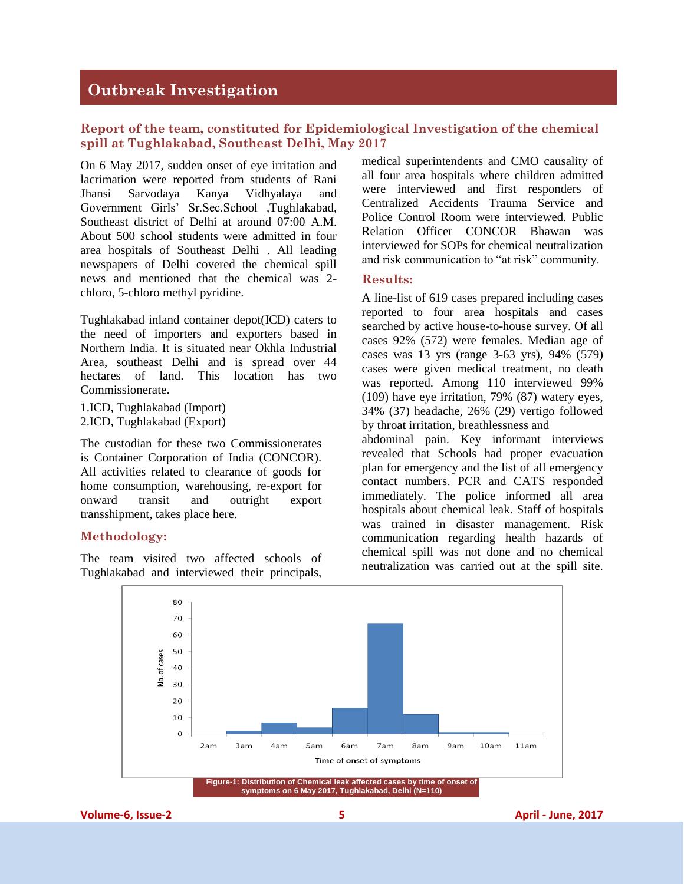# Outbreak Investigation

### Report of the team, constituted for Epidemiological Investigation of the chemical spill at Tughlakabad, Southeast Delhi, May 2017

On 6 May 2017, sudden onset of eye irritation and lacrimation were reported from students of Rani Jhansi Sarvodaya Kanya Vidhyalaya and Government Girls' Sr.Sec.School ,Tughlakabad, Southeast district of Delhi at around 07:00 A.M. About 500 school students were admitted in four area hospitals of Southeast Delhi . All leading newspapers of Delhi covered the chemical spill news and mentioned that the chemical was 2-chloro, 5-chloro methyl pyridine.

Tughlakabad inland container depot(ICD) caters to the need of importers and exporters based in Northern India. It is situated near Okhla Industrial Area, southeast Delhi and is spread over 44 hectares of land. This location has two Commissionerate.

1.ICD, Tughlakabad (Import)
2.ICD, Tughlakabad (Export)

The custodian for these two Commissionerates is Container Corporation of India (CONCOR). All activities related to clearance of goods for home consumption, warehousing, re-export for onward transit and outright export transshipment, takes place here.

### Methodology:

The team visited two affected schools of Tughlakabad and interviewed their principals, medical superintendents and CMO causality of all four area hospitals where children admitted were interviewed and first responders of Centralized Accidents Trauma Service and Police Control Room were interviewed. Public Relation Officer CONCOR Bhawan was interviewed for SOPs for chemical neutralization and risk communication to "at risk" community.

### Results:

A line-list of 619 cases prepared including cases reported to four area hospitals and cases searched by active house-to-house survey. Of all cases 92% (572) were females. Median age of cases was 13 yrs (range 3-63 yrs), 94% (579) cases were given medical treatment, no death was reported. Among 110 interviewed 99% (109) have eye irritation, 79% (87) watery eyes, 34% (37) headache, 26% (29) vertigo followed by throat irritation, breathlessness and abdominal pain. Key informant interviews revealed that Schools had proper evacuation plan for emergency and the list of all emergency contact numbers. PCR and CATS responded immediately. The police informed all area hospitals about chemical leak. Staff of hospitals was trained in disaster management. Risk communication regarding health hazards of chemical spill was not done and no chemical neutralization was carried out at the spill site.

Figure-1: Distribution of Chemical leak affected cases by time of onset of symptoms on 6 May 2017, Tughlakabad, Delhi (N=110)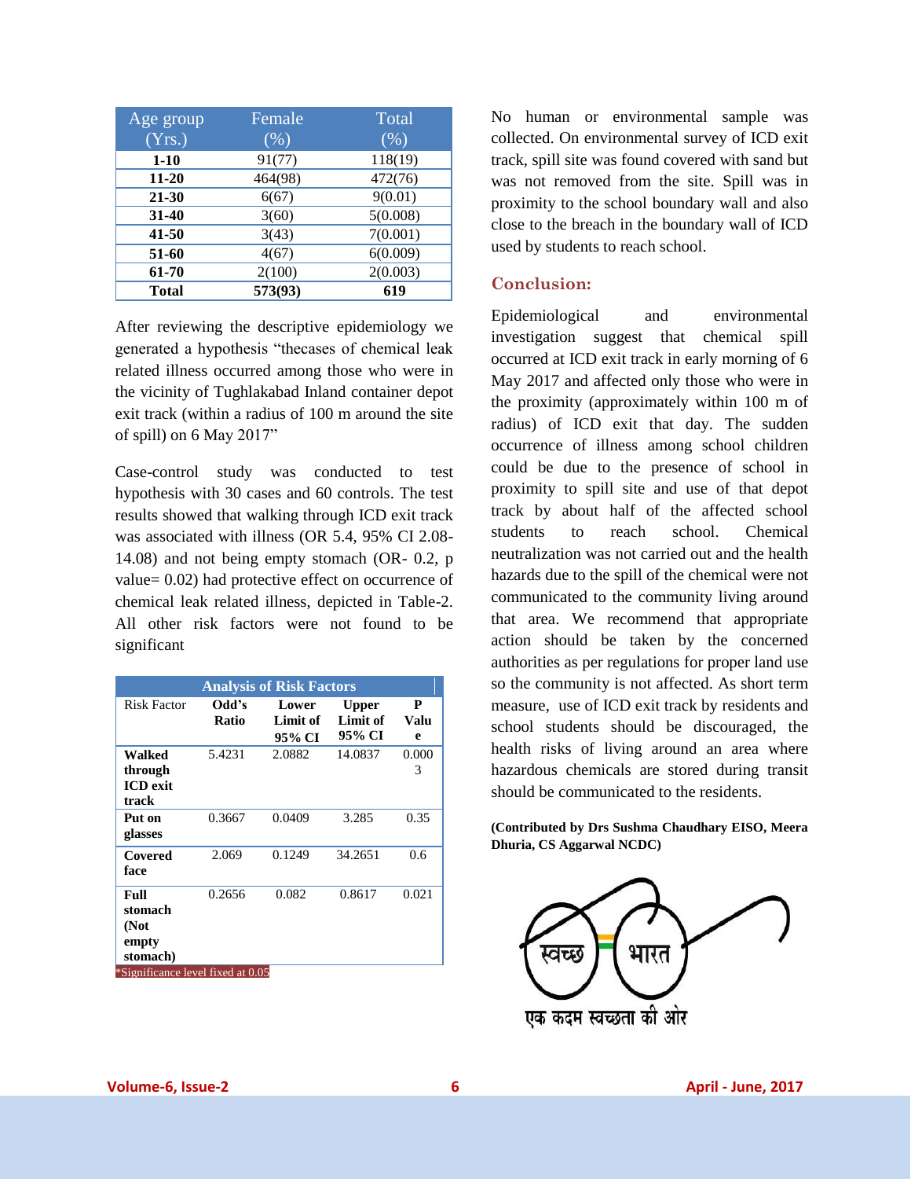| Age group (Yrs.) | Female (%) | Total (%) |
|---|---|---|
| **1-10** | 91(77) | 118(19) |
| **11-20** | 464(98) | 472(76) |
| **21-30** | 6(67) | 9(0.01) |
| **31-40** | 3(60) | 5(0.008) |
| **41-50** | 3(43) | 7(0.001) |
| **51-60** | 4(67) | 6(0.009) |
| **61-70** | 2(100) | 2(0.003) |
| **Total** | **573(93)** | **619** |

After reviewing the descriptive epidemiology we generated a hypothesis "thecases of chemical leak related illness occurred among those who were in the vicinity of Tughlakabad Inland container depot exit track (within a radius of 100 m around the site of spill) on 6 May 2017"

Case-control study was conducted to test hypothesis with 30 cases and 60 controls. The test results showed that walking through ICD exit track was associated with illness (OR 5.4, 95% CI 2.08-14.08) and not being empty stomach (OR- 0.2, p value= 0.02) had protective effect on occurrence of chemical leak related illness, depicted in Table-2. All other risk factors were not found to be significant

**Analysis of Risk Factors**

| Risk Factor | Odd's Ratio | Lower Limit of 95% CI | Upper Limit of 95% CI | P Value |
|---|---|---|---|---|
| **Walked through ICD exit track** | 5.4231 | 2.0882 | 14.0837 | 0.0003 |
| **Put on glasses** | 0.3667 | 0.0409 | 3.285 | 0.35 |
| **Covered face** | 2.069 | 0.1249 | 34.2651 | 0.6 |
| **Full stomach (Not empty stomach)** | 0.2656 | 0.082 | 0.8617 | 0.021 |

*Significance level fixed at 0.05

No human or environmental sample was collected. On environmental survey of ICD exit track, spill site was found covered with sand but was not removed from the site. Spill was in proximity to the school boundary wall and also close to the breach in the boundary wall of ICD used by students to reach school.

## Conclusion:

Epidemiological and environmental investigation suggest that chemical spill occurred at ICD exit track in early morning of 6 May 2017 and affected only those who were in the proximity (approximately within 100 m of radius) of ICD exit that day. The sudden occurrence of illness among school children could be due to the presence of school in proximity to spill site and use of that depot track by about half of the affected school students to reach school. Chemical neutralization was not carried out and the health hazards due to the spill of the chemical were not communicated to the community living around that area. We recommend that appropriate action should be taken by the concerned authorities as per regulations for proper land use so the community is not affected. As short term measure, use of ICD exit track by residents and school students should be discouraged, the health risks of living around an area where hazardous chemicals are stored during transit should be communicated to the residents.

**(Contributed by Drs Sushma Chaudhary EISO, Meera Dhuria, CS Aggarwal NCDC)**

स्वच्छ भारत

एक कदम स्वच्छता की ओर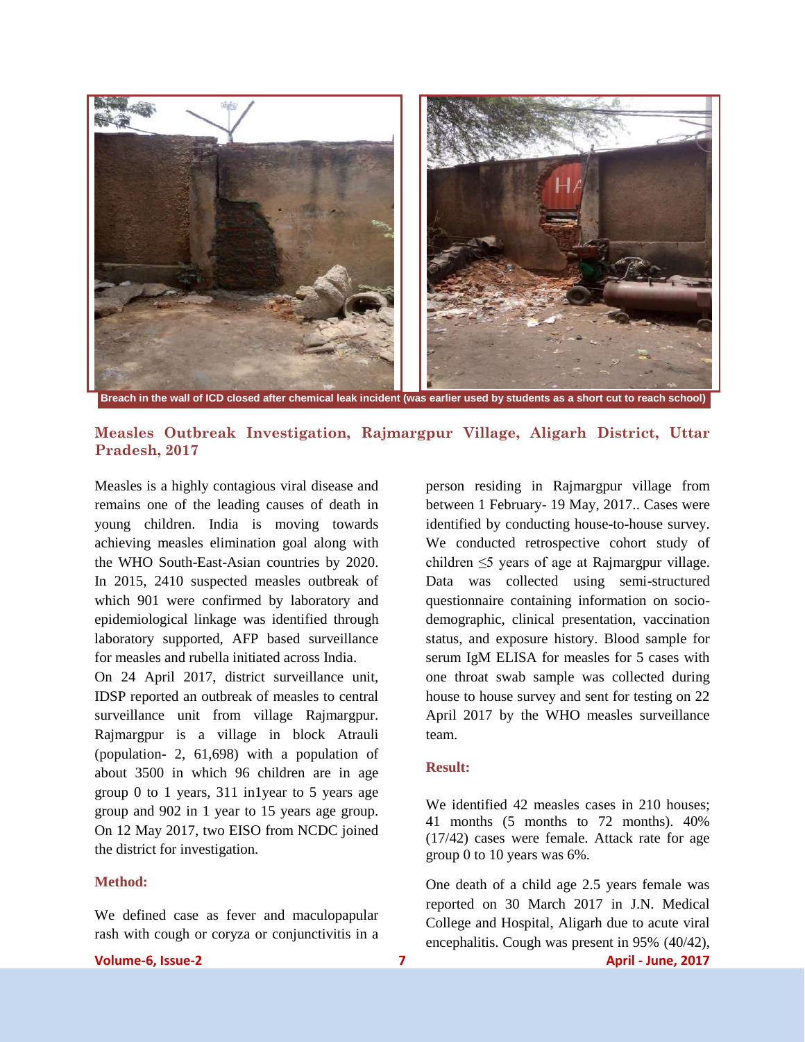Breach in the wall of ICD closed after chemical leak incident (was earlier used by students as a short cut to reach school)

## Measles Outbreak Investigation, Rajmargpur Village, Aligarh District, Uttar Pradesh, 2017

Measles is a highly contagious viral disease and remains one of the leading causes of death in young children. India is moving towards achieving measles elimination goal along with the WHO South-East-Asian countries by 2020. In 2015, 2410 suspected measles outbreak of which 901 were confirmed by laboratory and epidemiological linkage was identified through laboratory supported, AFP based surveillance for measles and rubella initiated across India.

On 24 April 2017, district surveillance unit, IDSP reported an outbreak of measles to central surveillance unit from village Rajmargpur. Rajmargpur is a village in block Atrauli (population- 2, 61,698) with a population of about 3500 in which 96 children are in age group 0 to 1 years, 311 in1year to 5 years age group and 902 in 1 year to 15 years age group. On 12 May 2017, two EISO from NCDC joined the district for investigation.

### Method:

We defined case as fever and maculopapular rash with cough or coryza or conjunctivitis in a person residing in Rajmargpur village from between 1 February- 19 May, 2017.. Cases were identified by conducting house-to-house survey. We conducted retrospective cohort study of children ≤5 years of age at Rajmargpur village. Data was collected using semi-structured questionnaire containing information on socio-demographic, clinical presentation, vaccination status, and exposure history. Blood sample for serum IgM ELISA for measles for 5 cases with one throat swab sample was collected during house to house survey and sent for testing on 22 April 2017 by the WHO measles surveillance team.

### Result:

We identified 42 measles cases in 210 houses; 41 months (5 months to 72 months). 40% (17/42) cases were female. Attack rate for age group 0 to 10 years was 6%.

One death of a child age 2.5 years female was reported on 30 March 2017 in J.N. Medical College and Hospital, Aligarh due to acute viral encephalitis. Cough was present in 95% (40/42),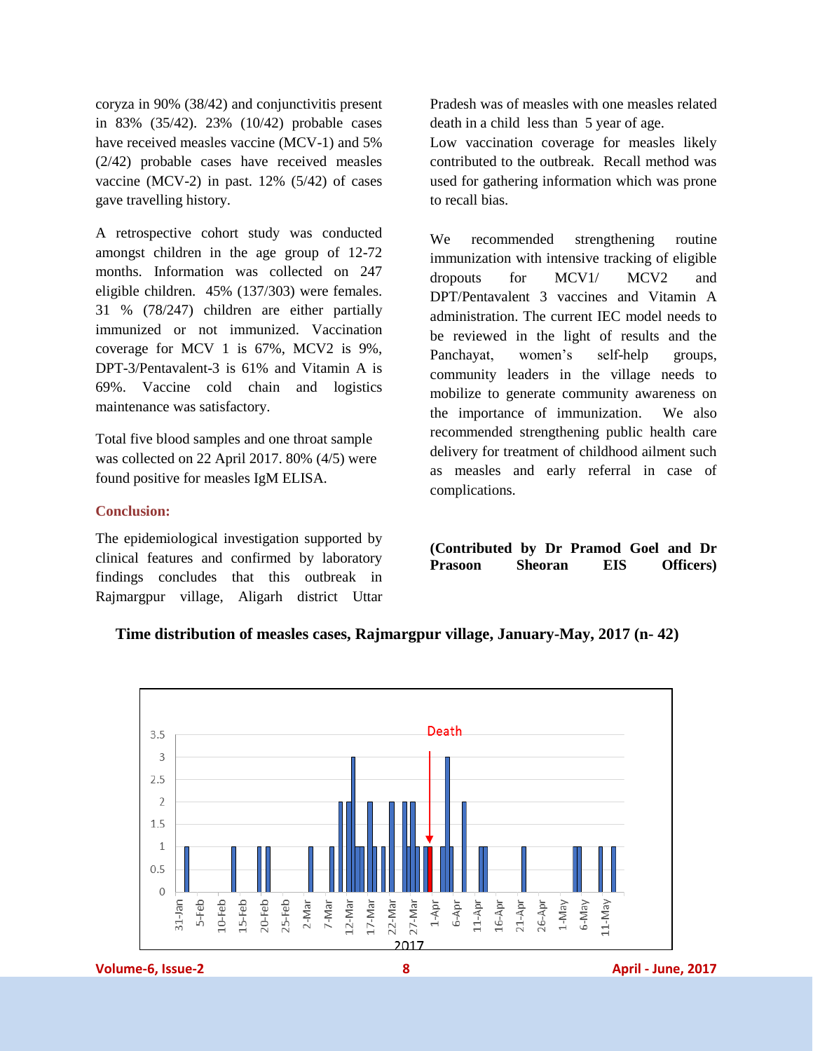coryza in 90% (38/42) and conjunctivitis present in 83% (35/42). 23% (10/42) probable cases have received measles vaccine (MCV-1) and 5% (2/42) probable cases have received measles vaccine (MCV-2) in past. 12% (5/42) of cases gave travelling history.

A retrospective cohort study was conducted amongst children in the age group of 12-72 months. Information was collected on 247 eligible children. 45% (137/303) were females. 31 % (78/247) children are either partially immunized or not immunized. Vaccination coverage for MCV 1 is 67%, MCV2 is 9%, DPT-3/Pentavalent-3 is 61% and Vitamin A is 69%. Vaccine cold chain and logistics maintenance was satisfactory.

Total five blood samples and one throat sample was collected on 22 April 2017. 80% (4/5) were found positive for measles IgM ELISA.

### Conclusion:

The epidemiological investigation supported by clinical features and confirmed by laboratory findings concludes that this outbreak in Rajmargpur village, Aligarh district Uttar Pradesh was of measles with one measles related death in a child less than 5 year of age.

Low vaccination coverage for measles likely contributed to the outbreak. Recall method was used for gathering information which was prone to recall bias.

We recommended strengthening routine immunization with intensive tracking of eligible dropouts for MCV1/ MCV2 and DPT/Pentavalent 3 vaccines and Vitamin A administration. The current IEC model needs to be reviewed in the light of results and the Panchayat, women's self-help groups, community leaders in the village needs to mobilize to generate community awareness on the importance of immunization. We also recommended strengthening public health care delivery for treatment of childhood ailment such as measles and early referral in case of complications.

**(Contributed by Dr Pramod Goel and Dr Prasoon Sheoran EIS Officers)**

**Time distribution of measles cases, Rajmargpur village, January-May, 2017 (n- 42)**

Death

2017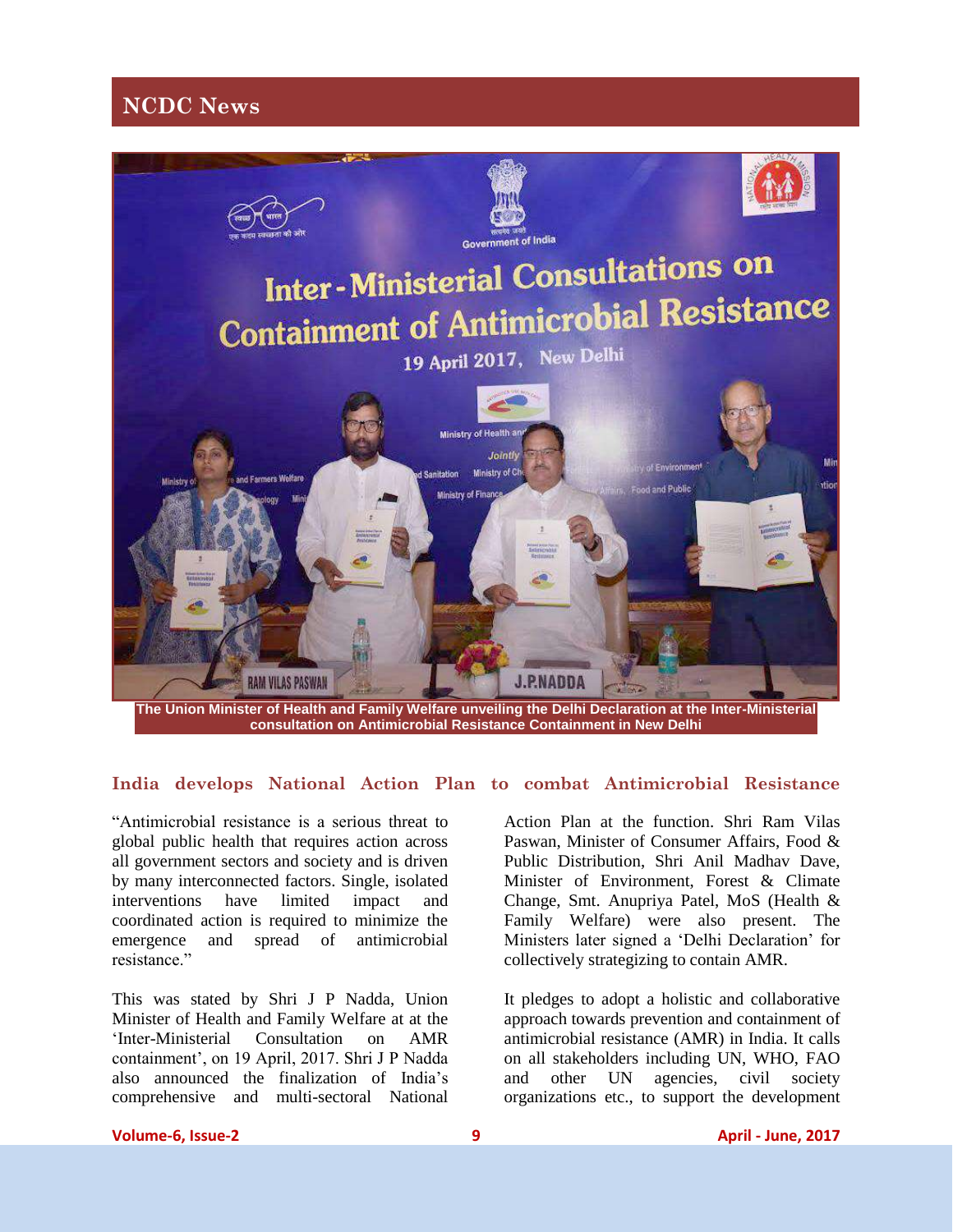## NCDC News

The Union Minister of Health and Family Welfare unveiling the Delhi Declaration at the Inter-Ministerial consultation on Antimicrobial Resistance Containment in New Delhi

### India develops National Action Plan to combat Antimicrobial Resistance

"Antimicrobial resistance is a serious threat to global public health that requires action across all government sectors and society and is driven by many interconnected factors. Single, isolated interventions have limited impact and coordinated action is required to minimize the emergence and spread of antimicrobial resistance."

This was stated by Shri J P Nadda, Union Minister of Health and Family Welfare at at the 'Inter-Ministerial Consultation on AMR containment', on 19 April, 2017. Shri J P Nadda also announced the finalization of India's comprehensive and multi-sectoral National Action Plan at the function. Shri Ram Vilas Paswan, Minister of Consumer Affairs, Food & Public Distribution, Shri Anil Madhav Dave, Minister of Environment, Forest & Climate Change, Smt. Anupriya Patel, MoS (Health & Family Welfare) were also present. The Ministers later signed a 'Delhi Declaration' for collectively strategizing to contain AMR.

It pledges to adopt a holistic and collaborative approach towards prevention and containment of antimicrobial resistance (AMR) in India. It calls on all stakeholders including UN, WHO, FAO and other UN agencies, civil society organizations etc., to support the development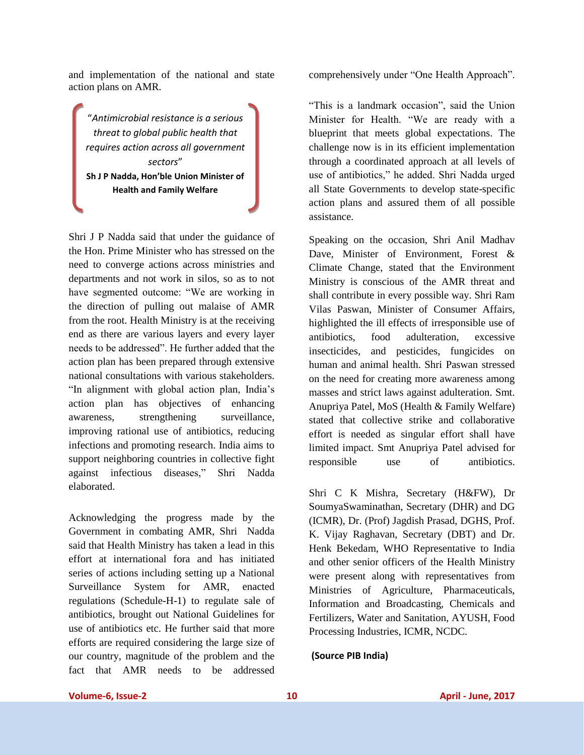and implementation of the national and state action plans on AMR.

> *"Antimicrobial resistance is a serious threat to global public health that requires action across all government sectors"*
>
> **Sh J P Nadda, Hon'ble Union Minister of Health and Family Welfare**

Shri J P Nadda said that under the guidance of the Hon. Prime Minister who has stressed on the need to converge actions across ministries and departments and not work in silos, so as to not have segmented outcome: "We are working in the direction of pulling out malaise of AMR from the root. Health Ministry is at the receiving end as there are various layers and every layer needs to be addressed". He further added that the action plan has been prepared through extensive national consultations with various stakeholders. "In alignment with global action plan, India's action plan has objectives of enhancing awareness, strengthening surveillance, improving rational use of antibiotics, reducing infections and promoting research. India aims to support neighboring countries in collective fight against infectious diseases," Shri Nadda elaborated.

Acknowledging the progress made by the Government in combating AMR, Shri Nadda said that Health Ministry has taken a lead in this effort at international fora and has initiated series of actions including setting up a National Surveillance System for AMR, enacted regulations (Schedule-H-1) to regulate sale of antibiotics, brought out National Guidelines for use of antibiotics etc. He further said that more efforts are required considering the large size of our country, magnitude of the problem and the fact that AMR needs to be addressed comprehensively under "One Health Approach".

"This is a landmark occasion", said the Union Minister for Health. "We are ready with a blueprint that meets global expectations. The challenge now is in its efficient implementation through a coordinated approach at all levels of use of antibiotics," he added. Shri Nadda urged all State Governments to develop state-specific action plans and assured them of all possible assistance.

Speaking on the occasion, Shri Anil Madhav Dave, Minister of Environment, Forest & Climate Change, stated that the Environment Ministry is conscious of the AMR threat and shall contribute in every possible way. Shri Ram Vilas Paswan, Minister of Consumer Affairs, highlighted the ill effects of irresponsible use of antibiotics, food adulteration, excessive insecticides, and pesticides, fungicides on human and animal health. Shri Paswan stressed on the need for creating more awareness among masses and strict laws against adulteration. Smt. Anupriya Patel, MoS (Health & Family Welfare) stated that collective strike and collaborative effort is needed as singular effort shall have limited impact. Smt Anupriya Patel advised for responsible use of antibiotics.

Shri C K Mishra, Secretary (H&FW), Dr SoumyaSwaminathan, Secretary (DHR) and DG (ICMR), Dr. (Prof) Jagdish Prasad, DGHS, Prof. K. Vijay Raghavan, Secretary (DBT) and Dr. Henk Bekedam, WHO Representative to India and other senior officers of the Health Ministry were present along with representatives from Ministries of Agriculture, Pharmaceuticals, Information and Broadcasting, Chemicals and Fertilizers, Water and Sanitation, AYUSH, Food Processing Industries, ICMR, NCDC.

**(Source PIB India)**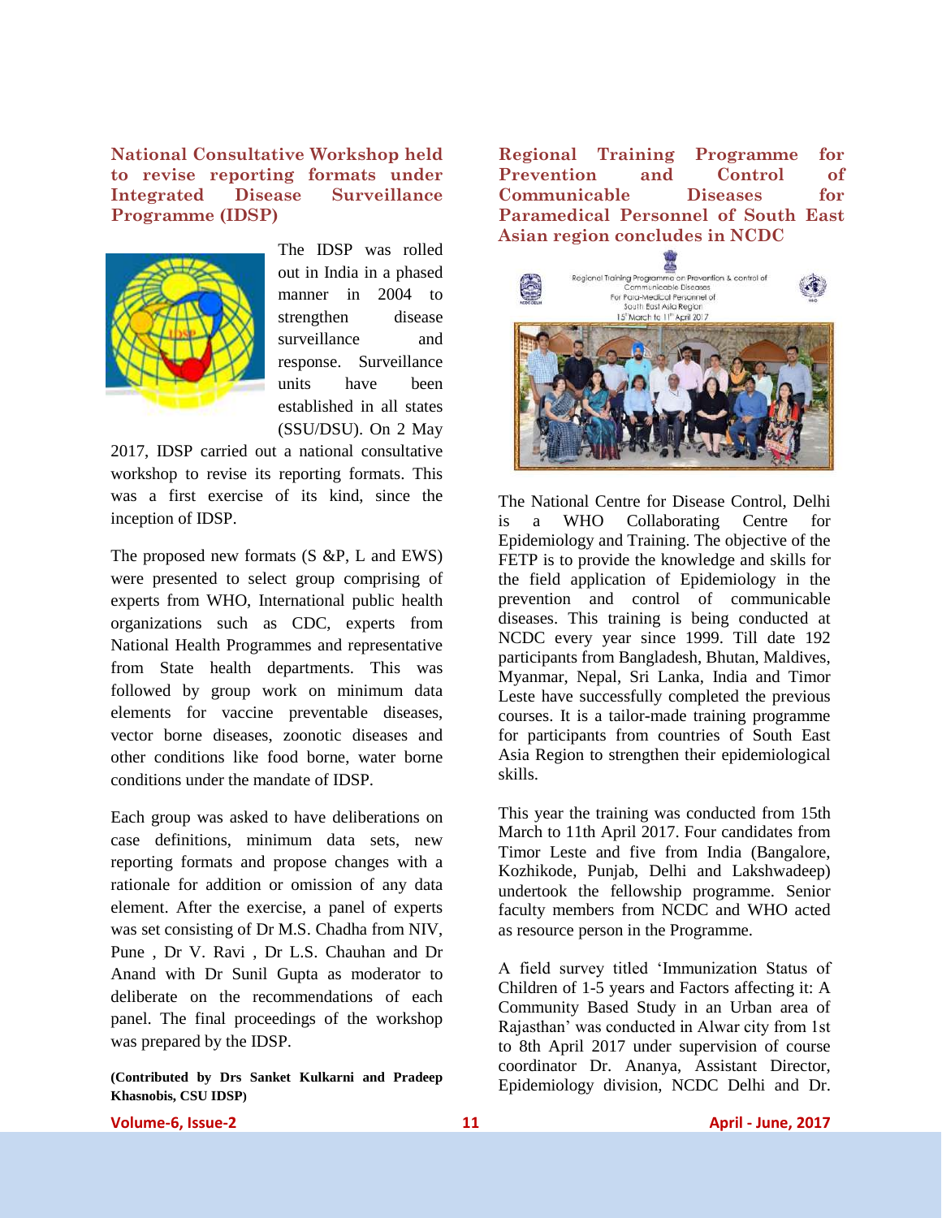## National Consultative Workshop held to revise reporting formats under Integrated Disease Surveillance Programme (IDSP)

The IDSP was rolled out in India in a phased manner in 2004 to strengthen disease surveillance and response. Surveillance units have been established in all states (SSU/DSU). On 2 May 2017, IDSP carried out a national consultative workshop to revise its reporting formats. This was a first exercise of its kind, since the inception of IDSP.

The proposed new formats (S &P, L and EWS) were presented to select group comprising of experts from WHO, International public health organizations such as CDC, experts from National Health Programmes and representative from State health departments. This was followed by group work on minimum data elements for vaccine preventable diseases, vector borne diseases, zoonotic diseases and other conditions like food borne, water borne conditions under the mandate of IDSP.

Each group was asked to have deliberations on case definitions, minimum data sets, new reporting formats and propose changes with a rationale for addition or omission of any data element. After the exercise, a panel of experts was set consisting of Dr M.S. Chadha from NIV, Pune , Dr V. Ravi , Dr L.S. Chauhan and Dr Anand with Dr Sunil Gupta as moderator to deliberate on the recommendations of each panel. The final proceedings of the workshop was prepared by the IDSP.

**(Contributed by Drs Sanket Kulkarni and Pradeep Khasnobis, CSU IDSP)**

## Regional Training Programme for Prevention and Control of Communicable Diseases for Paramedical Personnel of South East Asian region concludes in NCDC

The National Centre for Disease Control, Delhi is a WHO Collaborating Centre for Epidemiology and Training. The objective of the FETP is to provide the knowledge and skills for the field application of Epidemiology in the prevention and control of communicable diseases. This training is being conducted at NCDC every year since 1999. Till date 192 participants from Bangladesh, Bhutan, Maldives, Myanmar, Nepal, Sri Lanka, India and Timor Leste have successfully completed the previous courses. It is a tailor-made training programme for participants from countries of South East Asia Region to strengthen their epidemiological skills.

This year the training was conducted from 15th March to 11th April 2017. Four candidates from Timor Leste and five from India (Bangalore, Kozhikode, Punjab, Delhi and Lakshwadeep) undertook the fellowship programme. Senior faculty members from NCDC and WHO acted as resource person in the Programme.

A field survey titled 'Immunization Status of Children of 1-5 years and Factors affecting it: A Community Based Study in an Urban area of Rajasthan' was conducted in Alwar city from 1st to 8th April 2017 under supervision of course coordinator Dr. Ananya, Assistant Director, Epidemiology division, NCDC Delhi and Dr.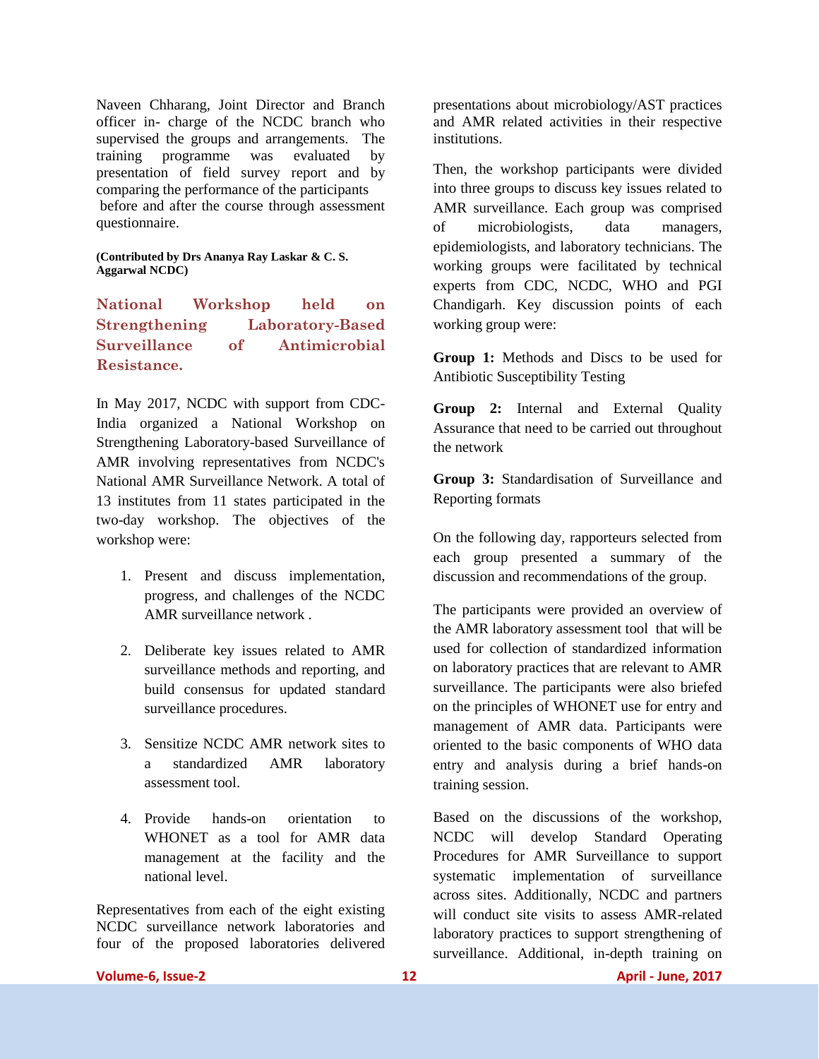Naveen Chharang, Joint Director and Branch officer in- charge of the NCDC branch who supervised the groups and arrangements. The training programme was evaluated by presentation of field survey report and by comparing the performance of the participants before and after the course through assessment questionnaire.

**(Contributed by Drs Ananya Ray Laskar & C. S. Aggarwal NCDC)**

## National Workshop held on Strengthening Laboratory-Based Surveillance of Antimicrobial Resistance.

In May 2017, NCDC with support from CDC-India organized a National Workshop on Strengthening Laboratory-based Surveillance of AMR involving representatives from NCDC's National AMR Surveillance Network. A total of 13 institutes from 11 states participated in the two-day workshop. The objectives of the workshop were:

1. Present and discuss implementation, progress, and challenges of the NCDC AMR surveillance network .
2. Deliberate key issues related to AMR surveillance methods and reporting, and build consensus for updated standard surveillance procedures.
3. Sensitize NCDC AMR network sites to a standardized AMR laboratory assessment tool.
4. Provide hands-on orientation to WHONET as a tool for AMR data management at the facility and the national level.

Representatives from each of the eight existing NCDC surveillance network laboratories and four of the proposed laboratories delivered presentations about microbiology/AST practices and AMR related activities in their respective institutions.

Then, the workshop participants were divided into three groups to discuss key issues related to AMR surveillance. Each group was comprised of microbiologists, data managers, epidemiologists, and laboratory technicians. The working groups were facilitated by technical experts from CDC, NCDC, WHO and PGI Chandigarh. Key discussion points of each working group were:

**Group 1:** Methods and Discs to be used for Antibiotic Susceptibility Testing

**Group 2:** Internal and External Quality Assurance that need to be carried out throughout the network

**Group 3:** Standardisation of Surveillance and Reporting formats

On the following day, rapporteurs selected from each group presented a summary of the discussion and recommendations of the group.

The participants were provided an overview of the AMR laboratory assessment tool that will be used for collection of standardized information on laboratory practices that are relevant to AMR surveillance. The participants were also briefed on the principles of WHONET use for entry and management of AMR data. Participants were oriented to the basic components of WHO data entry and analysis during a brief hands-on training session.

Based on the discussions of the workshop, NCDC will develop Standard Operating Procedures for AMR Surveillance to support systematic implementation of surveillance across sites. Additionally, NCDC and partners will conduct site visits to assess AMR-related laboratory practices to support strengthening of surveillance. Additional, in-depth training on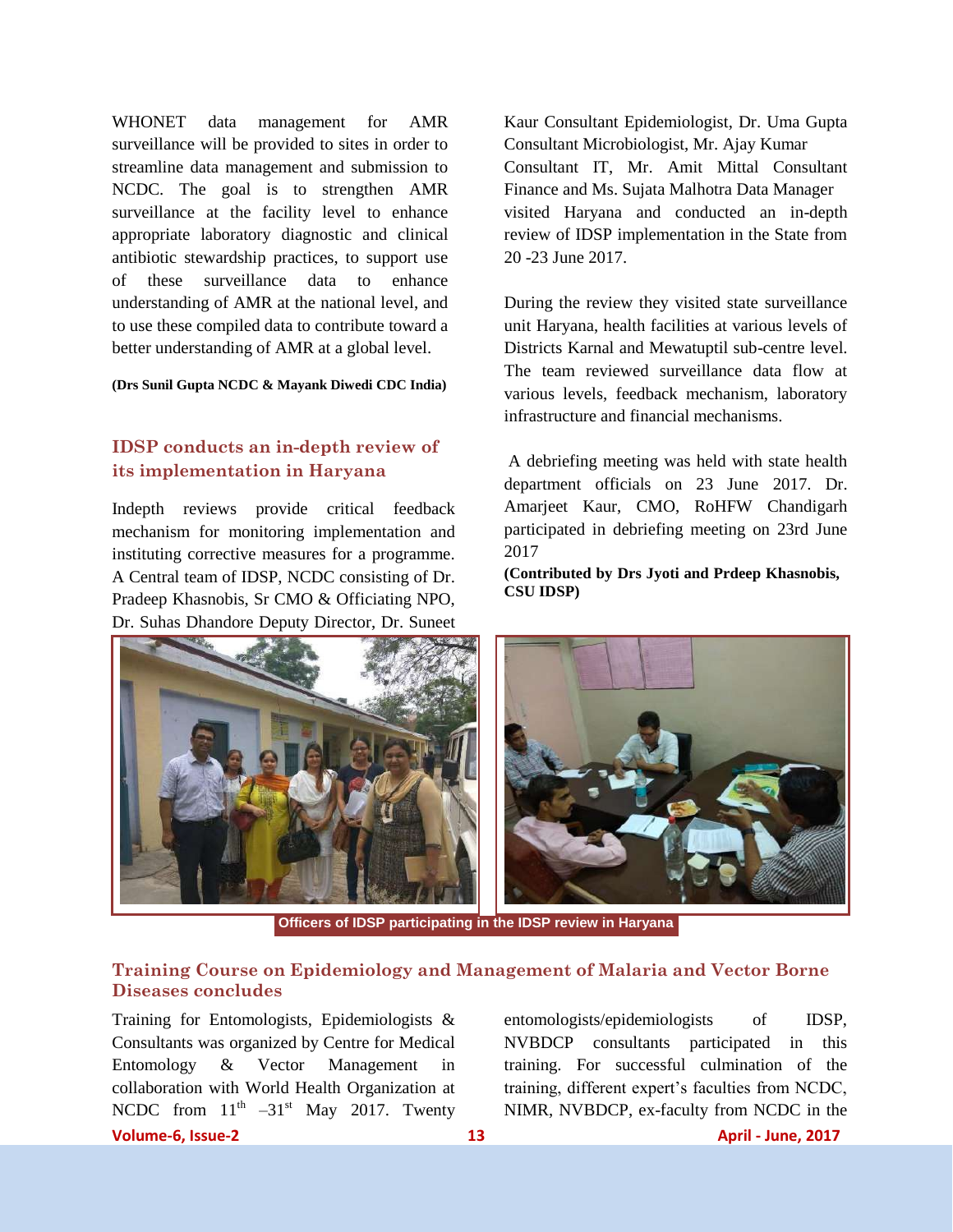WHONET data management for AMR surveillance will be provided to sites in order to streamline data management and submission to NCDC. The goal is to strengthen AMR surveillance at the facility level to enhance appropriate laboratory diagnostic and clinical antibiotic stewardship practices, to support use of these surveillance data to enhance understanding of AMR at the national level, and to use these compiled data to contribute toward a better understanding of AMR at a global level.

**(Drs Sunil Gupta NCDC & Mayank Diwedi CDC India)**

## IDSP conducts an in-depth review of its implementation in Haryana

Indepth reviews provide critical feedback mechanism for monitoring implementation and instituting corrective measures for a programme. A Central team of IDSP, NCDC consisting of Dr. Pradeep Khasnobis, Sr CMO & Officiating NPO, Dr. Suhas Dhandore Deputy Director, Dr. Suneet Kaur Consultant Epidemiologist, Dr. Uma Gupta Consultant Microbiologist, Mr. Ajay Kumar Consultant IT, Mr. Amit Mittal Consultant Finance and Ms. Sujata Malhotra Data Manager visited Haryana and conducted an in-depth review of IDSP implementation in the State from 20 -23 June 2017.

During the review they visited state surveillance unit Haryana, health facilities at various levels of Districts Karnal and Mewatuptil sub-centre level. The team reviewed surveillance data flow at various levels, feedback mechanism, laboratory infrastructure and financial mechanisms.

A debriefing meeting was held with state health department officials on 23 June 2017. Dr. Amarjeet Kaur, CMO, RoHFW Chandigarh participated in debriefing meeting on 23rd June 2017

**(Contributed by Drs Jyoti and Prdeep Khasnobis, CSU IDSP)**

**Officers of IDSP participating in the IDSP review in Haryana**

## Training Course on Epidemiology and Management of Malaria and Vector Borne Diseases concludes

Training for Entomologists, Epidemiologists & Consultants was organized by Centre for Medical Entomology & Vector Management in collaboration with World Health Organization at NCDC from 11th –31st May 2017. Twenty entomologists/epidemiologists of IDSP, NVBDCP consultants participated in this training. For successful culmination of the training, different expert's faculties from NCDC, NIMR, NVBDCP, ex-faculty from NCDC in the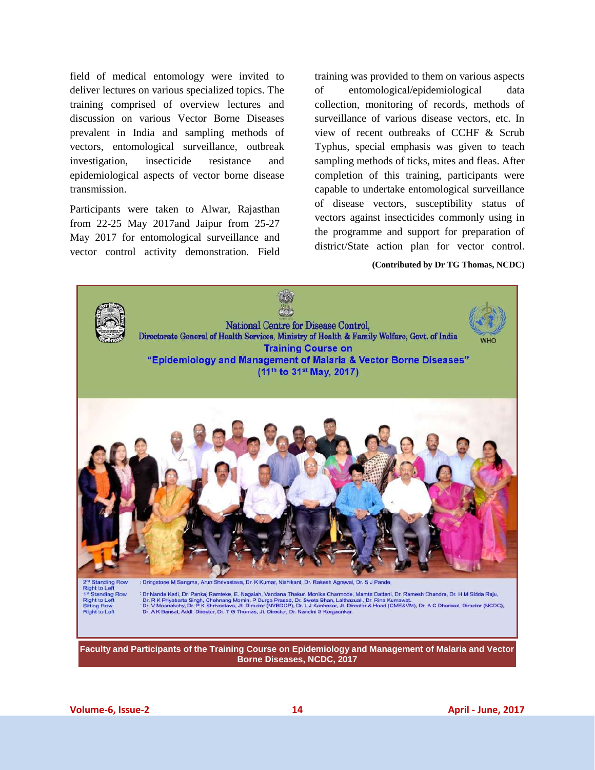field of medical entomology were invited to deliver lectures on various specialized topics. The training comprised of overview lectures and discussion on various Vector Borne Diseases prevalent in India and sampling methods of vectors, entomological surveillance, outbreak investigation, insecticide resistance and epidemiological aspects of vector borne disease transmission.

Participants were taken to Alwar, Rajasthan from 22-25 May 2017and Jaipur from 25-27 May 2017 for entomological surveillance and vector control activity demonstration. Field training was provided to them on various aspects of entomological/epidemiological data collection, monitoring of records, methods of surveillance of various disease vectors, etc. In view of recent outbreaks of CCHF & Scrub Typhus, special emphasis was given to teach sampling methods of ticks, mites and fleas. After completion of this training, participants were capable to undertake entomological surveillance of disease vectors, susceptibility status of vectors against insecticides commonly using in the programme and support for preparation of district/State action plan for vector control.

**(Contributed by Dr TG Thomas, NCDC)**

National Centre for Disease Control,
Directorate General of Health Services, Ministry of Health & Family Welfare, Govt. of India

**Training Course on**
**"Epidemiology and Management of Malaria & Vector Borne Diseases"**
**(11th to 31st May, 2017)**

2nd Standing Row Right to Left : Dringstone M Sangma, Arun Shrivastava, Dr. K Kumar, Nishikant, Dr. Rakesh Agrawal, Dr. S J Pande,

1st Standing Row Right to Left : Dr Nanda Kadi, Dr. Pankaj Ramteke, E. Nagaiah, Vandana Thakur, Monika Charmode, Mamta Dattani, Dr. Ramesh Chandra, Dr. H M Sidda Raju, Dr. R K Priyabarta Singh, Chehnang Momin, P Durga Prasad, Dr. Sweta Bhan, Lalthazuali, Dr. Rina Kumawat.

Sitting Row Right to Left : Dr. V Meenakshy, Dr. P K Shrivastava, Jt. Director (NVBDCP), Dr. L J Kanhekar, Jt. Director & Head (CME&VM), Dr. A C Dhariwal, Director (NCDC), Dr. A K Bansal, Addl. Director, Dr. T G Thomas, Jt. Director, Dr. Nandini S Korgaonkar.

**Faculty and Participants of the Training Course on Epidemiology and Management of Malaria and Vector Borne Diseases, NCDC, 2017**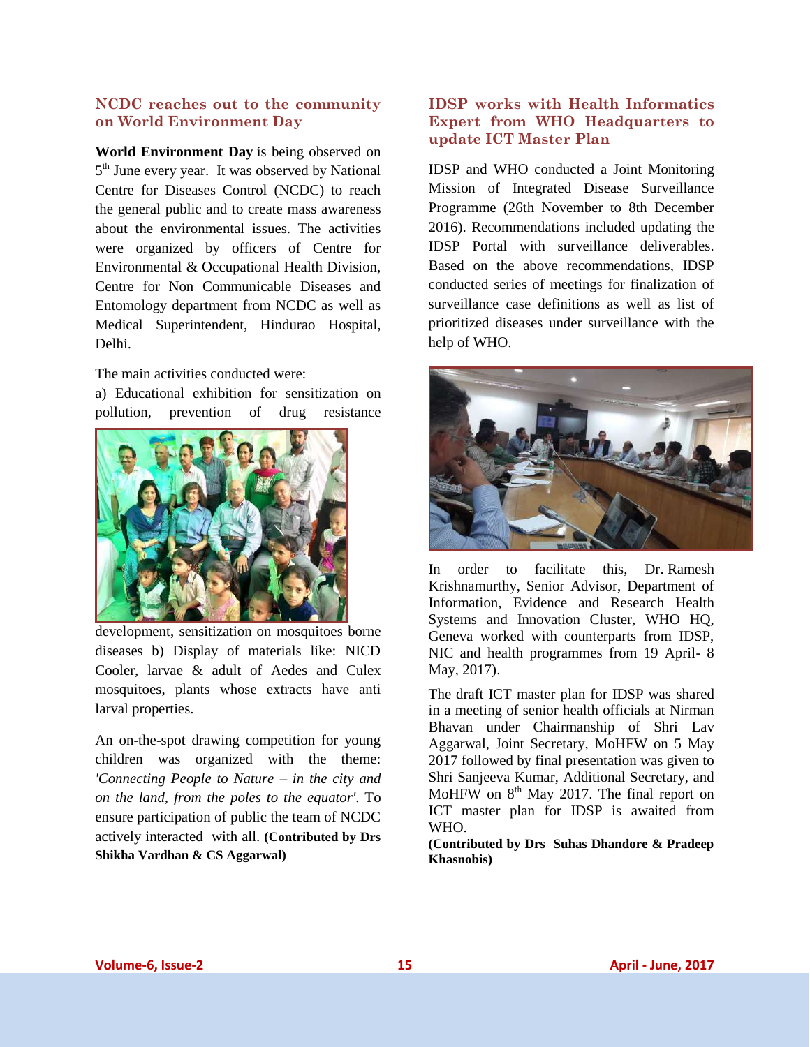## NCDC reaches out to the community on World Environment Day

**World Environment Day** is being observed on 5th June every year. It was observed by National Centre for Diseases Control (NCDC) to reach the general public and to create mass awareness about the environmental issues. The activities were organized by officers of Centre for Environmental & Occupational Health Division, Centre for Non Communicable Diseases and Entomology department from NCDC as well as Medical Superintendent, Hindurao Hospital, Delhi.

The main activities conducted were:

a) Educational exhibition for sensitization on pollution, prevention of drug resistance development, sensitization on mosquitoes borne diseases b) Display of materials like: NICD Cooler, larvae & adult of Aedes and Culex mosquitoes, plants whose extracts have anti larval properties.

An on-the-spot drawing competition for young children was organized with the theme: *'Connecting People to Nature – in the city and on the land, from the poles to the equator'*. To ensure participation of public the team of NCDC actively interacted with all. **(Contributed by Drs Shikha Vardhan & CS Aggarwal)**

## IDSP works with Health Informatics Expert from WHO Headquarters to update ICT Master Plan

IDSP and WHO conducted a Joint Monitoring Mission of Integrated Disease Surveillance Programme (26th November to 8th December 2016). Recommendations included updating the IDSP Portal with surveillance deliverables. Based on the above recommendations, IDSP conducted series of meetings for finalization of surveillance case definitions as well as list of prioritized diseases under surveillance with the help of WHO.

In order to facilitate this, Dr. Ramesh Krishnamurthy, Senior Advisor, Department of Information, Evidence and Research Health Systems and Innovation Cluster, WHO HQ, Geneva worked with counterparts from IDSP, NIC and health programmes from 19 April- 8 May, 2017).

The draft ICT master plan for IDSP was shared in a meeting of senior health officials at Nirman Bhavan under Chairmanship of Shri Lav Aggarwal, Joint Secretary, MoHFW on 5 May 2017 followed by final presentation was given to Shri Sanjeeva Kumar, Additional Secretary, and MoHFW on 8th May 2017. The final report on ICT master plan for IDSP is awaited from WHO.

**(Contributed by Drs Suhas Dhandore & Pradeep Khasnobis)**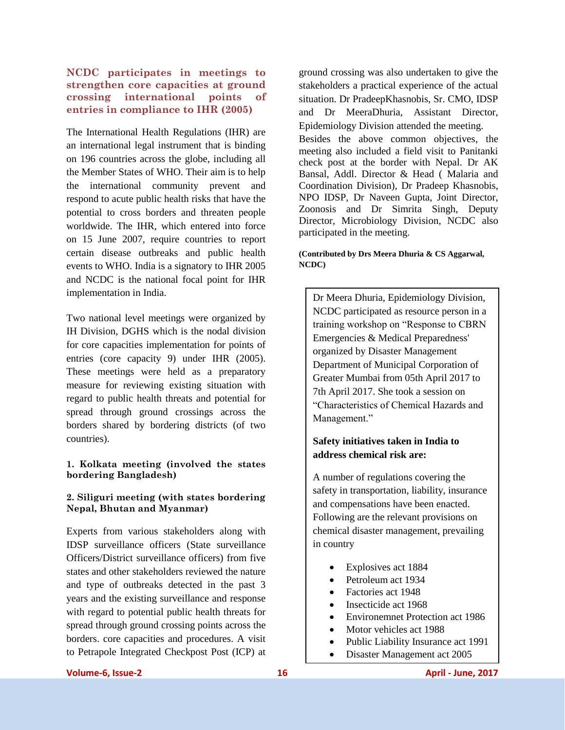## NCDC participates in meetings to strengthen core capacities at ground crossing international points of entries in compliance to IHR (2005)

The International Health Regulations (IHR) are an international legal instrument that is binding on 196 countries across the globe, including all the Member States of WHO. Their aim is to help the international community prevent and respond to acute public health risks that have the potential to cross borders and threaten people worldwide. The IHR, which entered into force on 15 June 2007, require countries to report certain disease outbreaks and public health events to WHO. India is a signatory to IHR 2005 and NCDC is the national focal point for IHR implementation in India.

Two national level meetings were organized by IH Division, DGHS which is the nodal division for core capacities implementation for points of entries (core capacity 9) under IHR (2005). These meetings were held as a preparatory measure for reviewing existing situation with regard to public health threats and potential for spread through ground crossings across the borders shared by bordering districts (of two countries).

**1. Kolkata meeting (involved the states bordering Bangladesh)**

**2. Siliguri meeting (with states bordering Nepal, Bhutan and Myanmar)**

Experts from various stakeholders along with IDSP surveillance officers (State surveillance Officers/District surveillance officers) from five states and other stakeholders reviewed the nature and type of outbreaks detected in the past 3 years and the existing surveillance and response with regard to potential public health threats for spread through ground crossing points across the borders. core capacities and procedures. A visit to Petrapole Integrated Checkpost Post (ICP) at ground crossing was also undertaken to give the stakeholders a practical experience of the actual situation. Dr PradeepKhasnobis, Sr. CMO, IDSP and Dr MeeraDhuria, Assistant Director, Epidemiology Division attended the meeting.

Besides the above common objectives, the meeting also included a field visit to Panitanki check post at the border with Nepal. Dr AK Bansal, Addl. Director & Head ( Malaria and Coordination Division), Dr Pradeep Khasnobis, NPO IDSP, Dr Naveen Gupta, Joint Director, Zoonosis and Dr Simrita Singh, Deputy Director, Microbiology Division, NCDC also participated in the meeting.

**(Contributed by Drs Meera Dhuria & CS Aggarwal, NCDC)**

Dr Meera Dhuria, Epidemiology Division, NCDC participated as resource person in a training workshop on "Response to CBRN Emergencies & Medical Preparedness' organized by Disaster Management Department of Municipal Corporation of Greater Mumbai from 05th April 2017 to 7th April 2017. She took a session on "Characteristics of Chemical Hazards and Management."

**Safety initiatives taken in India to address chemical risk are:**

A number of regulations covering the safety in transportation, liability, insurance and compensations have been enacted. Following are the relevant provisions on chemical disaster management, prevailing in country

- Explosives act 1884
- Petroleum act 1934
- Factories act 1948
- Insecticide act 1968
- Environemnet Protection act 1986
- Motor vehicles act 1988
- Public Liability Insurance act 1991
- Disaster Management act 2005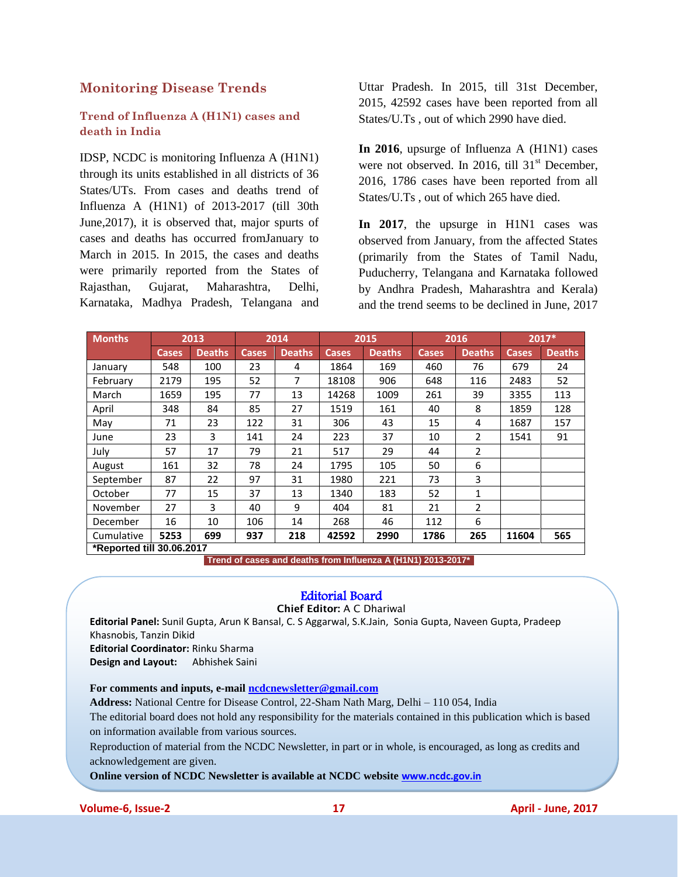## Monitoring Disease Trends

### Trend of Influenza A (H1N1) cases and death in India

IDSP, NCDC is monitoring Influenza A (H1N1) through its units established in all districts of 36 States/UTs. From cases and deaths trend of Influenza A (H1N1) of 2013-2017 (till 30th June,2017), it is observed that, major spurts of cases and deaths has occurred fromJanuary to March in 2015. In 2015, the cases and deaths were primarily reported from the States of Rajasthan, Gujarat, Maharashtra, Delhi, Karnataka, Madhya Pradesh, Telangana and Uttar Pradesh. In 2015, till 31st December, 2015, 42592 cases have been reported from all States/U.Ts , out of which 2990 have died.

**In 2016**, upsurge of Influenza A (H1N1) cases were not observed. In 2016, till 31st December, 2016, 1786 cases have been reported from all States/U.Ts , out of which 265 have died.

**In 2017**, the upsurge in H1N1 cases was observed from January, from the affected States (primarily from the States of Tamil Nadu, Puducherry, Telangana and Karnataka followed by Andhra Pradesh, Maharashtra and Kerala) and the trend seems to be declined in June, 2017

| Months | 2013 | | 2014 | | 2015 | | 2016 | | 2017* | |
|---|---|---|---|---|---|---|---|---|---|---|
| | Cases | Deaths | Cases | Deaths | Cases | Deaths | Cases | Deaths | Cases | Deaths |
| January | 548 | 100 | 23 | 4 | 1864 | 169 | 460 | 76 | 679 | 24 |
| February | 2179 | 195 | 52 | 7 | 18108 | 906 | 648 | 116 | 2483 | 52 |
| March | 1659 | 195 | 77 | 13 | 14268 | 1009 | 261 | 39 | 3355 | 113 |
| April | 348 | 84 | 85 | 27 | 1519 | 161 | 40 | 8 | 1859 | 128 |
| May | 71 | 23 | 122 | 31 | 306 | 43 | 15 | 4 | 1687 | 157 |
| June | 23 | 3 | 141 | 24 | 223 | 37 | 10 | 2 | 1541 | 91 |
| July | 57 | 17 | 79 | 21 | 517 | 29 | 44 | 2 | | |
| August | 161 | 32 | 78 | 24 | 1795 | 105 | 50 | 6 | | |
| September | 87 | 22 | 97 | 31 | 1980 | 221 | 73 | 3 | | |
| October | 77 | 15 | 37 | 13 | 1340 | 183 | 52 | 1 | | |
| November | 27 | 3 | 40 | 9 | 404 | 81 | 21 | 2 | | |
| December | 16 | 10 | 106 | 14 | 268 | 46 | 112 | 6 | | |
| Cumulative | **5253** | **699** | **937** | **218** | **42592** | **2990** | **1786** | **265** | **11604** | **565** |

**\*Reported till 30.06.2017**

**Trend of cases and deaths from Influenza A (H1N1) 2013-2017***

### Editorial Board

**Chief Editor:** A C Dhariwal

**Editorial Panel:** Sunil Gupta, Arun K Bansal, C. S Aggarwal, S.K.Jain, Sonia Gupta, Naveen Gupta, Pradeep Khasnobis, Tanzin Dikid

**Editorial Coordinator:** Rinku Sharma

**Design and Layout:** Abhishek Saini

**For comments and inputs, e-mail ncdcnewsletter@gmail.com**

**Address:** National Centre for Disease Control, 22-Sham Nath Marg, Delhi – 110 054, India

The editorial board does not hold any responsibility for the materials contained in this publication which is based on information available from various sources.

Reproduction of material from the NCDC Newsletter, in part or in whole, is encouraged, as long as credits and acknowledgement are given.

**Online version of NCDC Newsletter is available at NCDC website www.ncdc.gov.in**